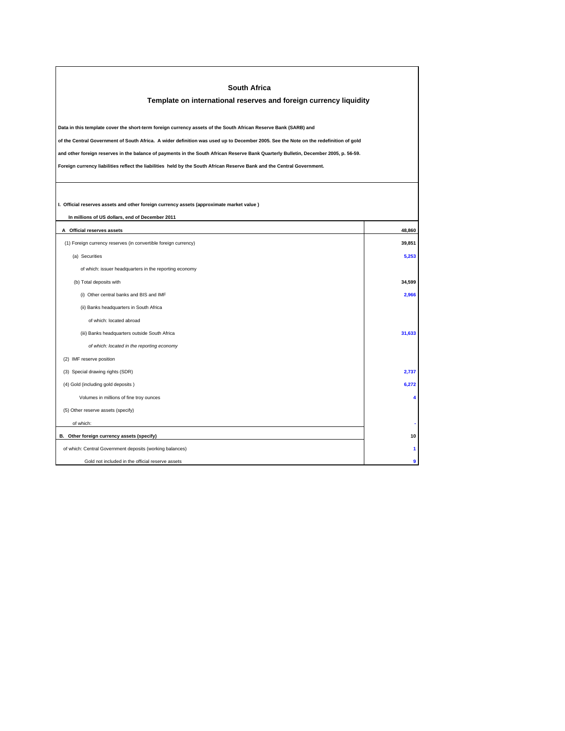# South Africa

## Template on international reserves and foreign currency liquidity

**Data in this template cover the short-term foreign currency assets of the South African Reserve Bank (SARB) and**

**of the Central Government of South Africa. A wider definition was used up to December 2005. See the Note on the redefinition of gold**

**and other foreign reserves in the balance of payments in the South African Reserve Bank Quarterly Bulletin, December 2005, p. 56-59.**

**Foreign currency liabilities reflect the liabilities held by the South African Reserve Bank and the Central Government.**

**I. Official reserves assets and other foreign currency assets (approximate market value )**

**In millions of US dollars, end of December 2011**

| | |
|---|---|
| **A Official reserves assets** | **48,860** |
| (1) Foreign currency reserves (in convertible foreign currency) | **39,851** |
| (a) Securities | **5,253** |
| of which: issuer headquarters in the reporting economy | |
| (b) Total deposits with | **34,599** |
| (i) Other central banks and BIS and IMF | **2,966** |
| (ii) Banks headquarters in South Africa | |
| of which: located abroad | |
| (iii) Banks headquarters outside South Africa | **31,633** |
| *of which: located in the reporting economy* | |
| (2) IMF reserve position | |
| (3) Special drawing rights (SDR) | **2,737** |
| (4) Gold (including gold deposits ) | **6,272** |
| Volumes in millions of fine troy ounces | **4** |
| (5) Other reserve assets (specify) | |
| of which: | - |
| **B. Other foreign currency assets (specify)** | **10** |
| of which: Central Government deposits (working balances) | **1** |
| Gold not included in the official reserve assets | **9** |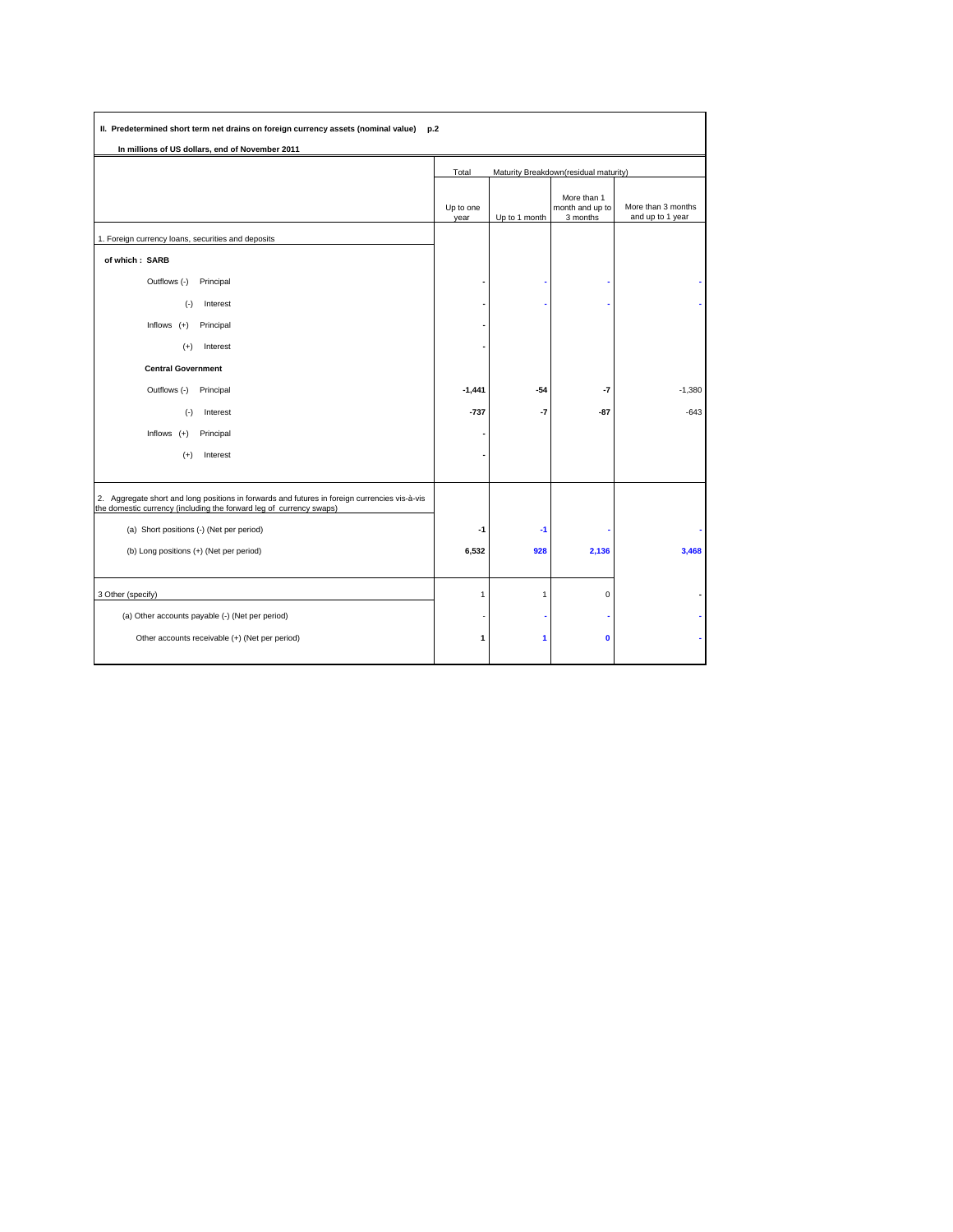**II. Predetermined short term net drains on foreign currency assets (nominal value) p.2**

**In millions of US dollars, end of November 2011**

| | Total | Maturity Breakdown(residual maturity) | | |
|---|---|---|---|---|
| | Up to one year | Up to 1 month | More than 1 month and up to 3 months | More than 3 months and up to 1 year |
| 1. Foreign currency loans, securities and deposits | | | | |
| **of which : SARB** | | | | |
| Outflows (-) Principal | - | - | - | - |
| (-) Interest | - | - | - | - |
| Inflows (+) Principal | - | | | |
| (+) Interest | - | | | |
| **Central Government** | | | | |
| Outflows (-) Principal | -1,441 | -54 | -7 | -1,380 |
| (-) Interest | -737 | -7 | -87 | -643 |
| Inflows (+) Principal | - | | | |
| (+) Interest | - | | | |
| 2. Aggregate short and long positions in forwards and futures in foreign currencies vis-à-vis the domestic currency (including the forward leg of currency swaps) | | | | |
| (a) Short positions (-) (Net per period) | -1 | -1 | - | - |
| (b) Long positions (+) (Net per period) | 6,532 | 928 | 2,136 | 3,468 |
| 3 Other (specify) | 1 | 1 | 0 | - |
| (a) Other accounts payable (-) (Net per period) | - | - | - | - |
| Other accounts receivable (+) (Net per period) | 1 | 1 | 0 | - |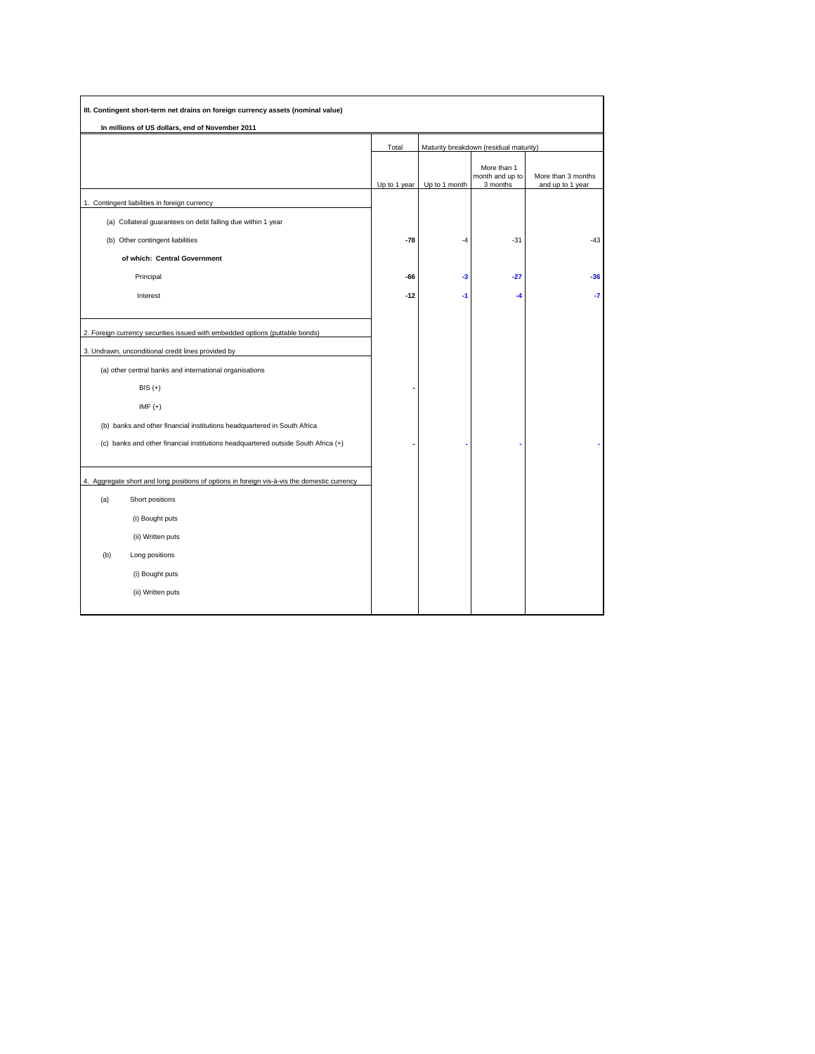**III. Contingent short-term net drains on foreign currency assets (nominal value)**

**In millions of US dollars, end of November 2011**

| | Total | Maturity breakdown (residual maturity) | | |
|---|---|---|---|---|
| | Up to 1 year | Up to 1 month | More than 1 month and up to 3 months | More than 3 months and up to 1 year |
| 1. Contingent liabilities in foreign currency | | | | |
| (a) Collateral guarantees on debt falling due within 1 year | | | | |
| (b) Other contingent liabilities | **-78** | -4 | -31 | -43 |
| **of which: Central Government** | | | | |
| Principal | **-66** | **-3** | **-27** | **-36** |
| Interest | **-12** | **-1** | **-4** | **-7** |
| 2. Foreign currency securities issued with embedded options (puttable bonds) | | | | |
| 3. Undrawn, unconditional credit lines provided by | | | | |
| (a) other central banks and international organisations | | | | |
| BIS (+) | - | | | |
| IMF (+) | | | | |
| (b) banks and other financial institutions headquartered in South Africa | | | | |
| (c) banks and other financial institutions headquartered outside South Africa (+) | - | - | - | - |
| 4. Aggregate short and long positions of options in foreign vis-à-vis the domestic currency | | | | |
| (a) Short positions | | | | |
| (i) Bought puts | | | | |
| (ii) Written puts | | | | |
| (b) Long positions | | | | |
| (i) Bought puts | | | | |
| (ii) Written puts | | | | |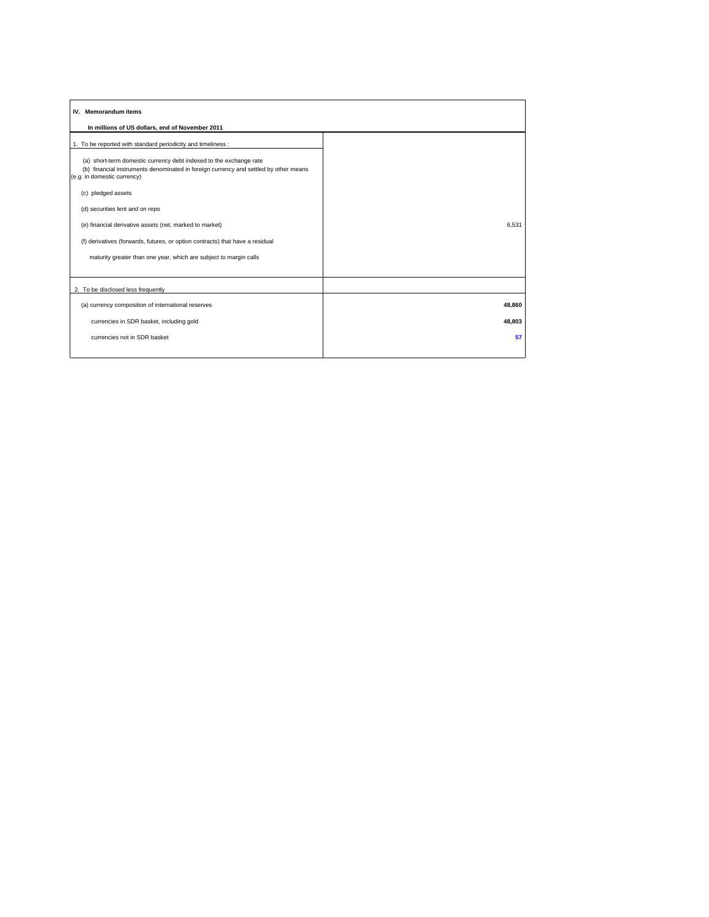| | |
|---|---|
| **IV. Memorandum items** | |
| **In millions of US dollars, end of November 2011** | |
| 1. To be reported with standard periodicity and timeliness : | |
| (a) short-term domestic currency debt indexed to the exchange rate | |
| (b) financial instruments denominated in foreign currency and settled by other means (e.g. in domestic currency) | |
| (c) pledged assets | |
| (d) securities lent and on repo | |
| (e) financial derivative assets (net, marked to market) | 6,531 |
| (f) derivatives (forwards, futures, or option contracts) that have a residual maturity greater than one year, which are subject to margin calls | |
| 2. To be disclosed less frequently | |
| (a) currency composition of international reserves | **48,860** |
| currencies in SDR basket, including gold | **48,803** |
| currencies not in SDR basket | **57** |